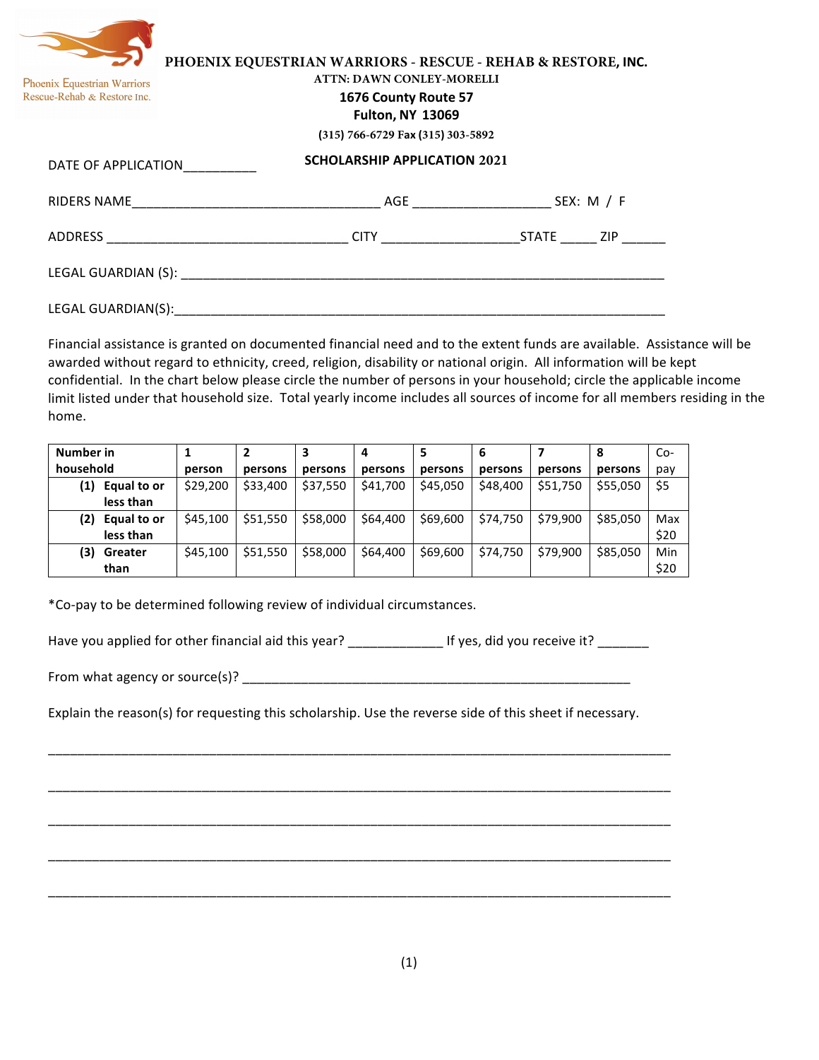Phoenix Equestrian Warriors
Rescue-Rehab & Restore Inc.

**PHOENIX EQUESTRIAN WARRIORS - RESCUE - REHAB & RESTORE, INC.**

**ATTN: DAWN CONLEY-MORELLI**

**1676 County Route 57**

**Fulton, NY 13069**

**(315) 766-6729 Fax (315) 303-5892**

DATE OF APPLICATION__________

**SCHOLARSHIP APPLICATION 2021**

RIDERS NAME__________________________________ AGE ___________________ SEX: M / F

ADDRESS _________________________________ CITY __________________STATE _____ ZIP ______

LEGAL GUARDIAN (S): ____________________________________________________________________

LEGAL GUARDIAN(S):_____________________________________________________________________

Financial assistance is granted on documented financial need and to the extent funds are available. Assistance will be awarded without regard to ethnicity, creed, religion, disability or national origin. All information will be kept confidential. In the chart below please circle the number of persons in your household; circle the applicable income limit listed under that household size. Total yearly income includes all sources of income for all members residing in the home.

| Number in household | 1 person | 2 persons | 3 persons | 4 persons | 5 persons | 6 persons | 7 persons | 8 persons | Co-pay |
|---|---|---|---|---|---|---|---|---|---|
| **(1) Equal to or less than** | $29,200 | $33,400 | $37,550 | $41,700 | $45,050 | $48,400 | $51,750 | $55,050 | $5 |
| **(2) Equal to or less than** | $45,100 | $51,550 | $58,000 | $64,400 | $69,600 | $74,750 | $79,900 | $85,050 | Max $20 |
| **(3) Greater than** | $45,100 | $51,550 | $58,000 | $64,400 | $69,600 | $74,750 | $79,900 | $85,050 | Min $20 |

*Co-pay to be determined following review of individual circumstances.

Have you applied for other financial aid this year? _____________ If yes, did you receive it? _______

From what agency or source(s)? _______________________________________________________

Explain the reason(s) for requesting this scholarship. Use the reverse side of this sheet if necessary.

_____________________________________________________________________________________

_____________________________________________________________________________________

_____________________________________________________________________________________

_____________________________________________________________________________________

_____________________________________________________________________________________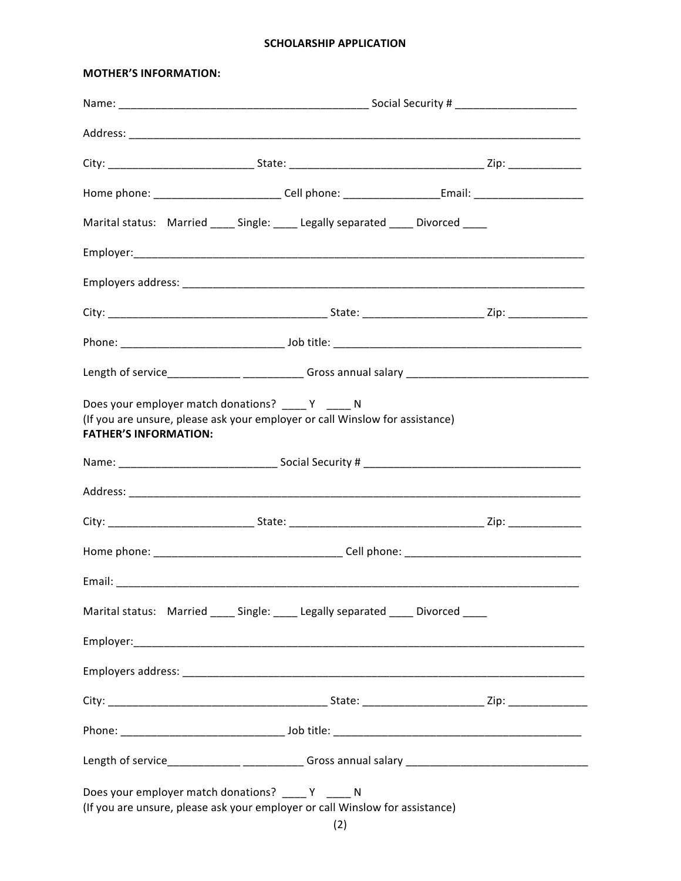**SCHOLARSHIP APPLICATION**

**MOTHER'S INFORMATION:**

Name: __________________________________________ Social Security # ____________________

Address: ________________________________________________________________________________

City: ________________________ State: ________________________________ Zip: ____________

Home phone: _____________________ Cell phone: ________________Email: __________________

Marital status: Married ____ Single: ____ Legally separated ____ Divorced ____

Employer:_______________________________________________________________________________

Employers address: ______________________________________________________________________

City: ____________________________________ State: ____________________ Zip: _____________

Phone: ___________________________ Job title: __________________________________________

Length of service____________ __________ Gross annual salary ______________________________

Does your employer match donations? ____ Y ____ N
(If you are unsure, please ask your employer or call Winslow for assistance)

**FATHER'S INFORMATION:**

Name: __________________________ Social Security # ____________________________________

Address: ________________________________________________________________________________

City: ________________________ State: ________________________________ Zip: ____________

Home phone: _______________________________ Cell phone: _____________________________

Email: __________________________________________________________________________________

Marital status: Married ____ Single: ____ Legally separated ____ Divorced ____

Employer:_______________________________________________________________________________

Employers address: ______________________________________________________________________

City: ____________________________________ State: ____________________ Zip: _____________

Phone: ___________________________ Job title: __________________________________________

Length of service____________ __________ Gross annual salary ______________________________

Does your employer match donations? ____ Y ____ N
(If you are unsure, please ask your employer or call Winslow for assistance)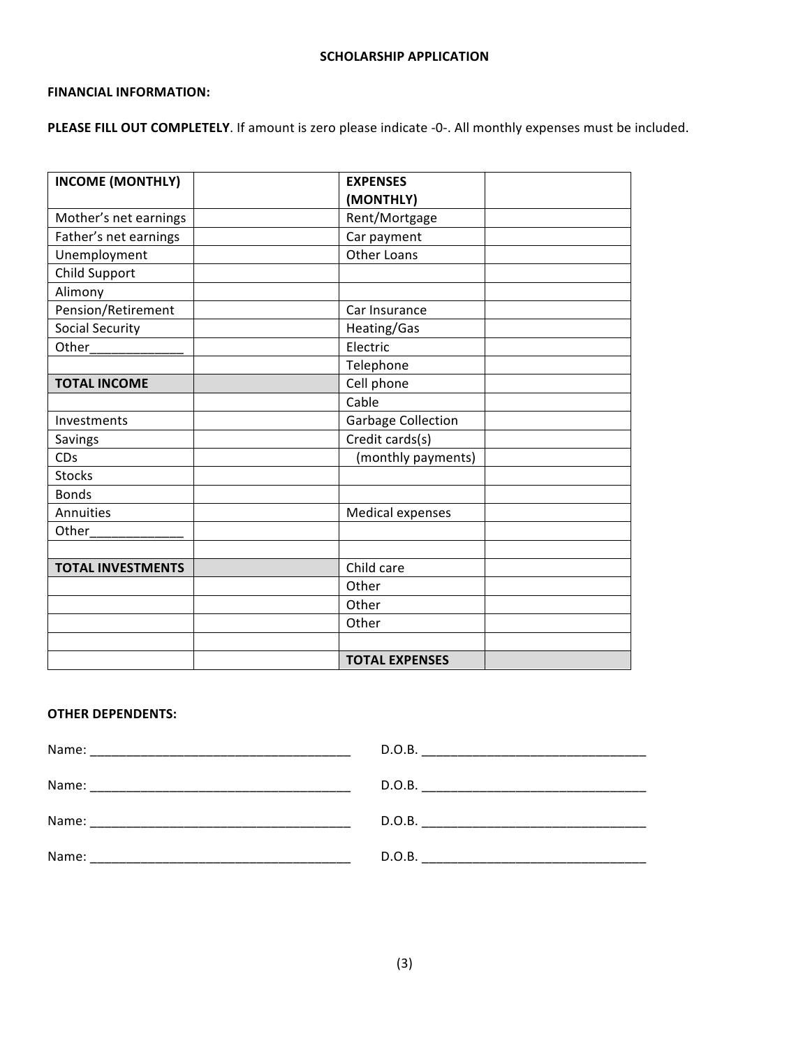**SCHOLARSHIP APPLICATION**

**FINANCIAL INFORMATION:**

**PLEASE FILL OUT COMPLETELY**. If amount is zero please indicate -0-. All monthly expenses must be included.

| **INCOME (MONTHLY)** | | **EXPENSES (MONTHLY)** | |
|---|---|---|---|
| Mother's net earnings | | Rent/Mortgage | |
| Father's net earnings | | Car payment | |
| Unemployment | | Other Loans | |
| Child Support | | | |
| Alimony | | | |
| Pension/Retirement | | Car Insurance | |
| Social Security | | Heating/Gas | |
| Other_____________ | | Electric | |
| | | Telephone | |
| **TOTAL INCOME** | | Cell phone | |
| | | Cable | |
| Investments | | Garbage Collection | |
| Savings | | Credit cards(s) | |
| CDs | | (monthly payments) | |
| Stocks | | | |
| Bonds | | | |
| Annuities | | Medical expenses | |
| Other_____________ | | | |
| | | | |
| **TOTAL INVESTMENTS** | | Child care | |
| | | Other | |
| | | Other | |
| | | Other | |
| | | | |
| | | **TOTAL EXPENSES** | |

**OTHER DEPENDENTS:**

Name: _____________________________________ D.O.B. _______________________________

Name: _____________________________________ D.O.B. _______________________________

Name: _____________________________________ D.O.B. _______________________________

Name: _____________________________________ D.O.B. _______________________________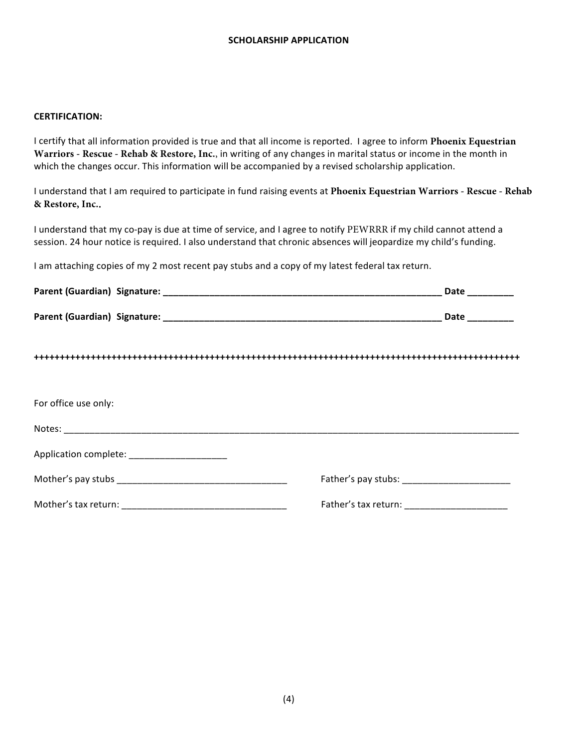**SCHOLARSHIP APPLICATION**

**CERTIFICATION:**

I certify that all information provided is true and that all income is reported. I agree to inform **Phoenix Equestrian Warriors - Rescue - Rehab & Restore, Inc.**, in writing of any changes in marital status or income in the month in which the changes occur. This information will be accompanied by a revised scholarship application.

I understand that I am required to participate in fund raising events at **Phoenix Equestrian Warriors - Rescue - Rehab & Restore, Inc.**.

I understand that my co-pay is due at time of service, and I agree to notify PEWRRR if my child cannot attend a session. 24 hour notice is required. I also understand that chronic absences will jeopardize my child's funding.

I am attaching copies of my 2 most recent pay stubs and a copy of my latest federal tax return.

**Parent (Guardian) Signature: _________________________________________________________ Date _________**

**Parent (Guardian) Signature: _________________________________________________________ Date _________**

**+++++++++++++++++++++++++++++++++++++++++++++++++++++++++++++++++++++++++++++++++++++++++++++++**

For office use only:

Notes: ____________________________________________________________________________________________

Application complete: ___________________

Mother's pay stubs _________________________________ Father's pay stubs: _____________________

Mother's tax return: ________________________________ Father's tax return: ____________________